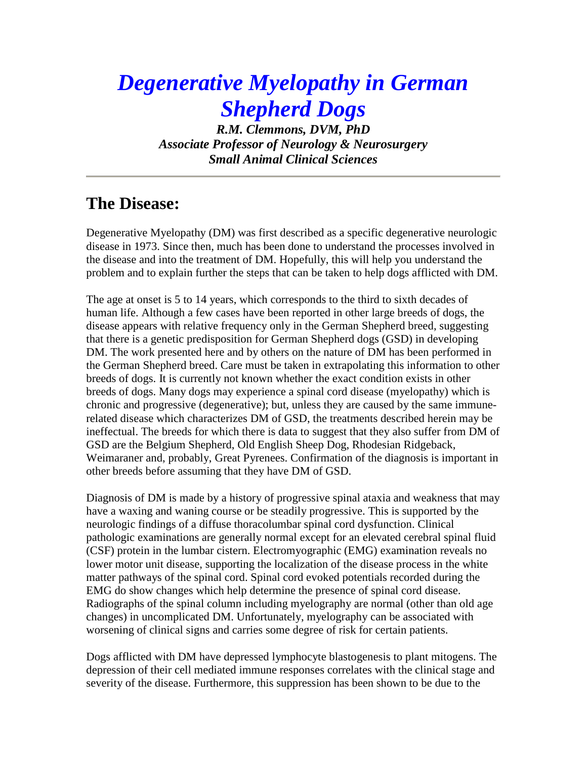# *Degenerative Myelopathy in German Shepherd Dogs*

***R.M. Clemmons, DVM, PhD***
***Associate Professor of Neurology & Neurosurgery***
***Small Animal Clinical Sciences***

---

## The Disease:

Degenerative Myelopathy (DM) was first described as a specific degenerative neurologic disease in 1973. Since then, much has been done to understand the processes involved in the disease and into the treatment of DM. Hopefully, this will help you understand the problem and to explain further the steps that can be taken to help dogs afflicted with DM.

The age at onset is 5 to 14 years, which corresponds to the third to sixth decades of human life. Although a few cases have been reported in other large breeds of dogs, the disease appears with relative frequency only in the German Shepherd breed, suggesting that there is a genetic predisposition for German Shepherd dogs (GSD) in developing DM. The work presented here and by others on the nature of DM has been performed in the German Shepherd breed. Care must be taken in extrapolating this information to other breeds of dogs. It is currently not known whether the exact condition exists in other breeds of dogs. Many dogs may experience a spinal cord disease (myelopathy) which is chronic and progressive (degenerative); but, unless they are caused by the same immune-related disease which characterizes DM of GSD, the treatments described herein may be ineffectual. The breeds for which there is data to suggest that they also suffer from DM of GSD are the Belgium Shepherd, Old English Sheep Dog, Rhodesian Ridgeback, Weimaraner and, probably, Great Pyrenees. Confirmation of the diagnosis is important in other breeds before assuming that they have DM of GSD.

Diagnosis of DM is made by a history of progressive spinal ataxia and weakness that may have a waxing and waning course or be steadily progressive. This is supported by the neurologic findings of a diffuse thoracolumbar spinal cord dysfunction. Clinical pathologic examinations are generally normal except for an elevated cerebral spinal fluid (CSF) protein in the lumbar cistern. Electromyographic (EMG) examination reveals no lower motor unit disease, supporting the localization of the disease process in the white matter pathways of the spinal cord. Spinal cord evoked potentials recorded during the EMG do show changes which help determine the presence of spinal cord disease. Radiographs of the spinal column including myelography are normal (other than old age changes) in uncomplicated DM. Unfortunately, myelography can be associated with worsening of clinical signs and carries some degree of risk for certain patients.

Dogs afflicted with DM have depressed lymphocyte blastogenesis to plant mitogens. The depression of their cell mediated immune responses correlates with the clinical stage and severity of the disease. Furthermore, this suppression has been shown to be due to the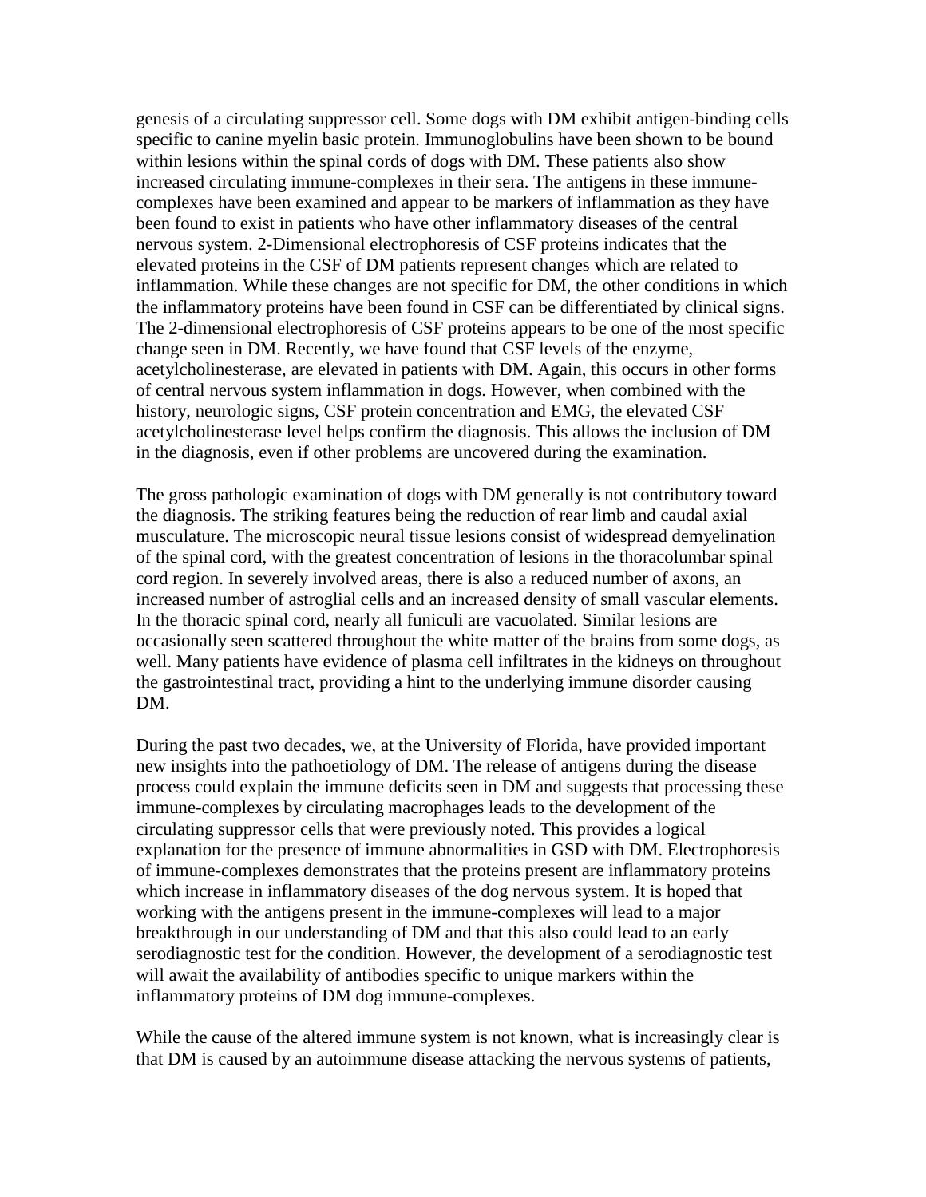genesis of a circulating suppressor cell. Some dogs with DM exhibit antigen-binding cells specific to canine myelin basic protein. Immunoglobulins have been shown to be bound within lesions within the spinal cords of dogs with DM. These patients also show increased circulating immune-complexes in their sera. The antigens in these immune-complexes have been examined and appear to be markers of inflammation as they have been found to exist in patients who have other inflammatory diseases of the central nervous system. 2-Dimensional electrophoresis of CSF proteins indicates that the elevated proteins in the CSF of DM patients represent changes which are related to inflammation. While these changes are not specific for DM, the other conditions in which the inflammatory proteins have been found in CSF can be differentiated by clinical signs. The 2-dimensional electrophoresis of CSF proteins appears to be one of the most specific change seen in DM. Recently, we have found that CSF levels of the enzyme, acetylcholinesterase, are elevated in patients with DM. Again, this occurs in other forms of central nervous system inflammation in dogs. However, when combined with the history, neurologic signs, CSF protein concentration and EMG, the elevated CSF acetylcholinesterase level helps confirm the diagnosis. This allows the inclusion of DM in the diagnosis, even if other problems are uncovered during the examination.

The gross pathologic examination of dogs with DM generally is not contributory toward the diagnosis. The striking features being the reduction of rear limb and caudal axial musculature. The microscopic neural tissue lesions consist of widespread demyelination of the spinal cord, with the greatest concentration of lesions in the thoracolumbar spinal cord region. In severely involved areas, there is also a reduced number of axons, an increased number of astroglial cells and an increased density of small vascular elements. In the thoracic spinal cord, nearly all funiculi are vacuolated. Similar lesions are occasionally seen scattered throughout the white matter of the brains from some dogs, as well. Many patients have evidence of plasma cell infiltrates in the kidneys on throughout the gastrointestinal tract, providing a hint to the underlying immune disorder causing DM.

During the past two decades, we, at the University of Florida, have provided important new insights into the pathoetiology of DM. The release of antigens during the disease process could explain the immune deficits seen in DM and suggests that processing these immune-complexes by circulating macrophages leads to the development of the circulating suppressor cells that were previously noted. This provides a logical explanation for the presence of immune abnormalities in GSD with DM. Electrophoresis of immune-complexes demonstrates that the proteins present are inflammatory proteins which increase in inflammatory diseases of the dog nervous system. It is hoped that working with the antigens present in the immune-complexes will lead to a major breakthrough in our understanding of DM and that this also could lead to an early serodiagnostic test for the condition. However, the development of a serodiagnostic test will await the availability of antibodies specific to unique markers within the inflammatory proteins of DM dog immune-complexes.

While the cause of the altered immune system is not known, what is increasingly clear is that DM is caused by an autoimmune disease attacking the nervous systems of patients,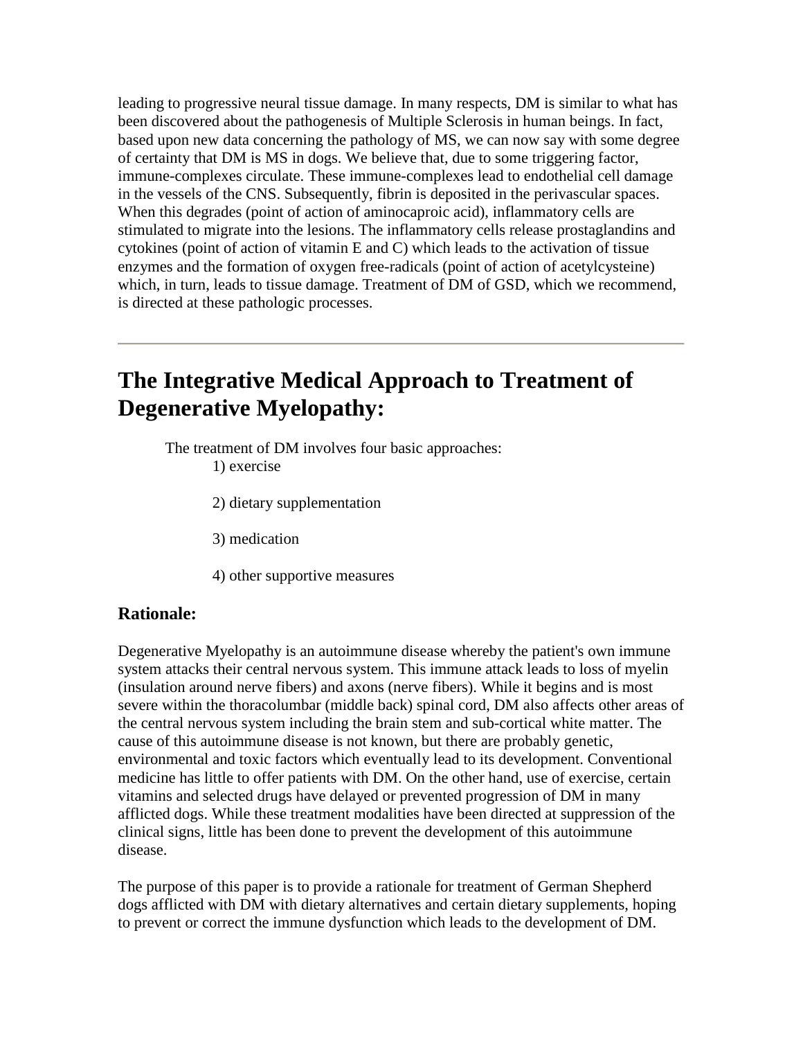leading to progressive neural tissue damage. In many respects, DM is similar to what has been discovered about the pathogenesis of Multiple Sclerosis in human beings. In fact, based upon new data concerning the pathology of MS, we can now say with some degree of certainty that DM is MS in dogs. We believe that, due to some triggering factor, immune-complexes circulate. These immune-complexes lead to endothelial cell damage in the vessels of the CNS. Subsequently, fibrin is deposited in the perivascular spaces. When this degrades (point of action of aminocaproic acid), inflammatory cells are stimulated to migrate into the lesions. The inflammatory cells release prostaglandins and cytokines (point of action of vitamin E and C) which leads to the activation of tissue enzymes and the formation of oxygen free-radicals (point of action of acetylcysteine) which, in turn, leads to tissue damage. Treatment of DM of GSD, which we recommend, is directed at these pathologic processes.

---

# The Integrative Medical Approach to Treatment of Degenerative Myelopathy:

The treatment of DM involves four basic approaches:

1) exercise

2) dietary supplementation

3) medication

4) other supportive measures

## Rationale:

Degenerative Myelopathy is an autoimmune disease whereby the patient's own immune system attacks their central nervous system. This immune attack leads to loss of myelin (insulation around nerve fibers) and axons (nerve fibers). While it begins and is most severe within the thoracolumbar (middle back) spinal cord, DM also affects other areas of the central nervous system including the brain stem and sub-cortical white matter. The cause of this autoimmune disease is not known, but there are probably genetic, environmental and toxic factors which eventually lead to its development. Conventional medicine has little to offer patients with DM. On the other hand, use of exercise, certain vitamins and selected drugs have delayed or prevented progression of DM in many afflicted dogs. While these treatment modalities have been directed at suppression of the clinical signs, little has been done to prevent the development of this autoimmune disease.

The purpose of this paper is to provide a rationale for treatment of German Shepherd dogs afflicted with DM with dietary alternatives and certain dietary supplements, hoping to prevent or correct the immune dysfunction which leads to the development of DM.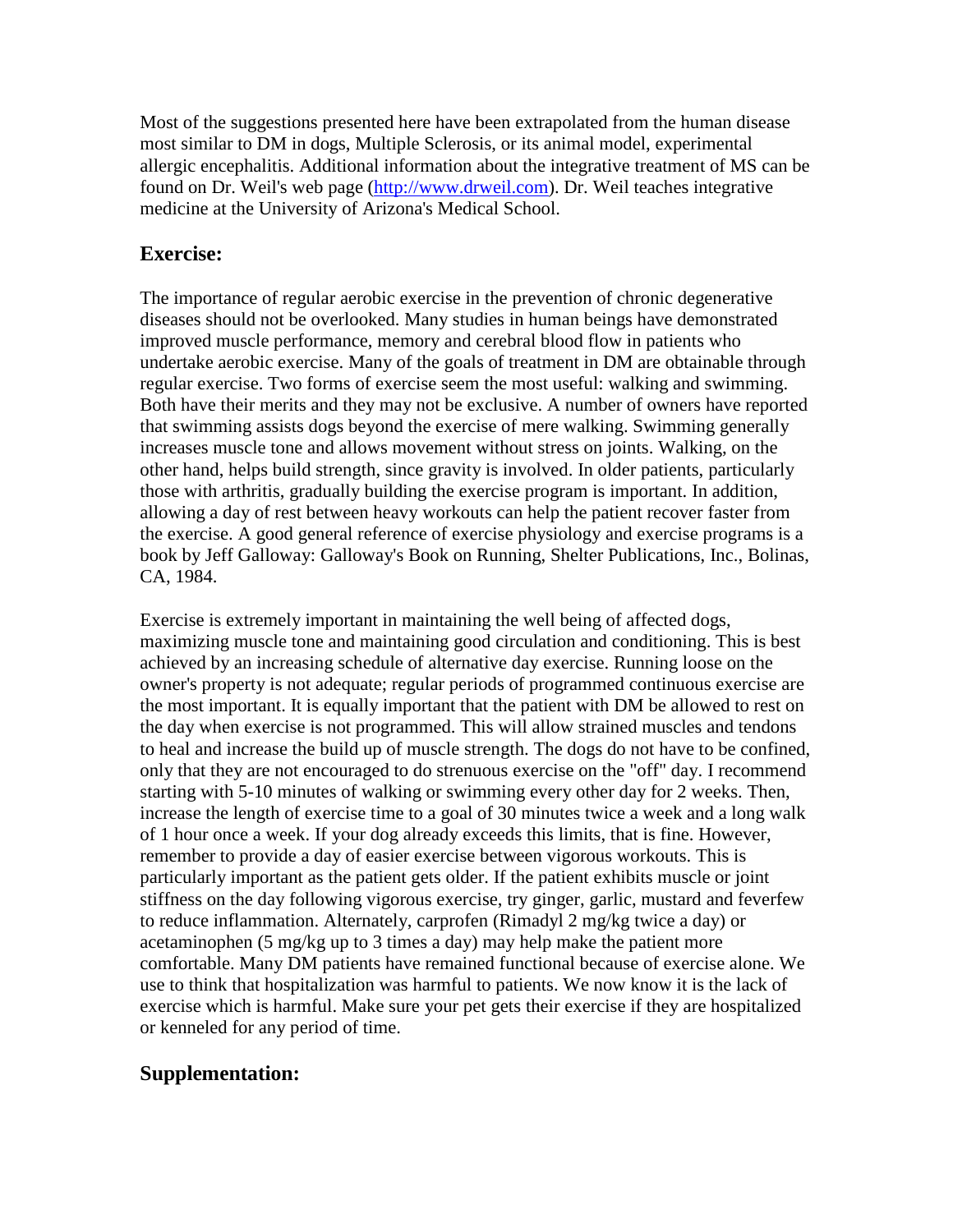Most of the suggestions presented here have been extrapolated from the human disease most similar to DM in dogs, Multiple Sclerosis, or its animal model, experimental allergic encephalitis. Additional information about the integrative treatment of MS can be found on Dr. Weil's web page ([http://www.drweil.com](http://www.drweil.com)). Dr. Weil teaches integrative medicine at the University of Arizona's Medical School.

## Exercise:

The importance of regular aerobic exercise in the prevention of chronic degenerative diseases should not be overlooked. Many studies in human beings have demonstrated improved muscle performance, memory and cerebral blood flow in patients who undertake aerobic exercise. Many of the goals of treatment in DM are obtainable through regular exercise. Two forms of exercise seem the most useful: walking and swimming. Both have their merits and they may not be exclusive. A number of owners have reported that swimming assists dogs beyond the exercise of mere walking. Swimming generally increases muscle tone and allows movement without stress on joints. Walking, on the other hand, helps build strength, since gravity is involved. In older patients, particularly those with arthritis, gradually building the exercise program is important. In addition, allowing a day of rest between heavy workouts can help the patient recover faster from the exercise. A good general reference of exercise physiology and exercise programs is a book by Jeff Galloway: Galloway's Book on Running, Shelter Publications, Inc., Bolinas, CA, 1984.

Exercise is extremely important in maintaining the well being of affected dogs, maximizing muscle tone and maintaining good circulation and conditioning. This is best achieved by an increasing schedule of alternative day exercise. Running loose on the owner's property is not adequate; regular periods of programmed continuous exercise are the most important. It is equally important that the patient with DM be allowed to rest on the day when exercise is not programmed. This will allow strained muscles and tendons to heal and increase the build up of muscle strength. The dogs do not have to be confined, only that they are not encouraged to do strenuous exercise on the "off" day. I recommend starting with 5-10 minutes of walking or swimming every other day for 2 weeks. Then, increase the length of exercise time to a goal of 30 minutes twice a week and a long walk of 1 hour once a week. If your dog already exceeds this limits, that is fine. However, remember to provide a day of easier exercise between vigorous workouts. This is particularly important as the patient gets older. If the patient exhibits muscle or joint stiffness on the day following vigorous exercise, try ginger, garlic, mustard and feverfew to reduce inflammation. Alternately, carprofen (Rimadyl 2 mg/kg twice a day) or acetaminophen (5 mg/kg up to 3 times a day) may help make the patient more comfortable. Many DM patients have remained functional because of exercise alone. We use to think that hospitalization was harmful to patients. We now know it is the lack of exercise which is harmful. Make sure your pet gets their exercise if they are hospitalized or kenneled for any period of time.

## Supplementation: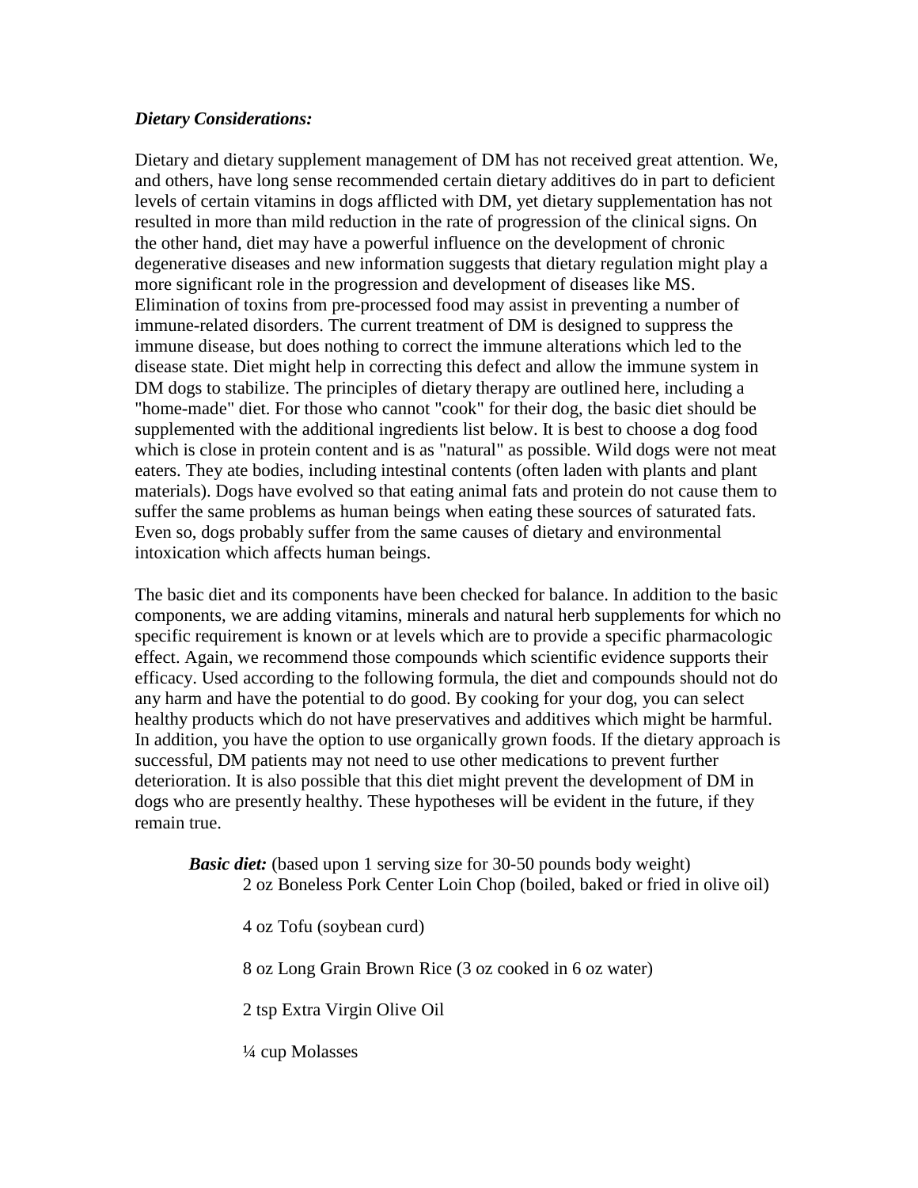***Dietary Considerations:***

Dietary and dietary supplement management of DM has not received great attention. We, and others, have long sense recommended certain dietary additives do in part to deficient levels of certain vitamins in dogs afflicted with DM, yet dietary supplementation has not resulted in more than mild reduction in the rate of progression of the clinical signs. On the other hand, diet may have a powerful influence on the development of chronic degenerative diseases and new information suggests that dietary regulation might play a more significant role in the progression and development of diseases like MS. Elimination of toxins from pre-processed food may assist in preventing a number of immune-related disorders. The current treatment of DM is designed to suppress the immune disease, but does nothing to correct the immune alterations which led to the disease state. Diet might help in correcting this defect and allow the immune system in DM dogs to stabilize. The principles of dietary therapy are outlined here, including a "home-made" diet. For those who cannot "cook" for their dog, the basic diet should be supplemented with the additional ingredients list below. It is best to choose a dog food which is close in protein content and is as "natural" as possible. Wild dogs were not meat eaters. They ate bodies, including intestinal contents (often laden with plants and plant materials). Dogs have evolved so that eating animal fats and protein do not cause them to suffer the same problems as human beings when eating these sources of saturated fats. Even so, dogs probably suffer from the same causes of dietary and environmental intoxication which affects human beings.

The basic diet and its components have been checked for balance. In addition to the basic components, we are adding vitamins, minerals and natural herb supplements for which no specific requirement is known or at levels which are to provide a specific pharmacologic effect. Again, we recommend those compounds which scientific evidence supports their efficacy. Used according to the following formula, the diet and compounds should not do any harm and have the potential to do good. By cooking for your dog, you can select healthy products which do not have preservatives and additives which might be harmful. In addition, you have the option to use organically grown foods. If the dietary approach is successful, DM patients may not need to use other medications to prevent further deterioration. It is also possible that this diet might prevent the development of DM in dogs who are presently healthy. These hypotheses will be evident in the future, if they remain true.

***Basic diet:*** (based upon 1 serving size for 30-50 pounds body weight)

2 oz Boneless Pork Center Loin Chop (boiled, baked or fried in olive oil)

4 oz Tofu (soybean curd)

8 oz Long Grain Brown Rice (3 oz cooked in 6 oz water)

2 tsp Extra Virgin Olive Oil

¼ cup Molasses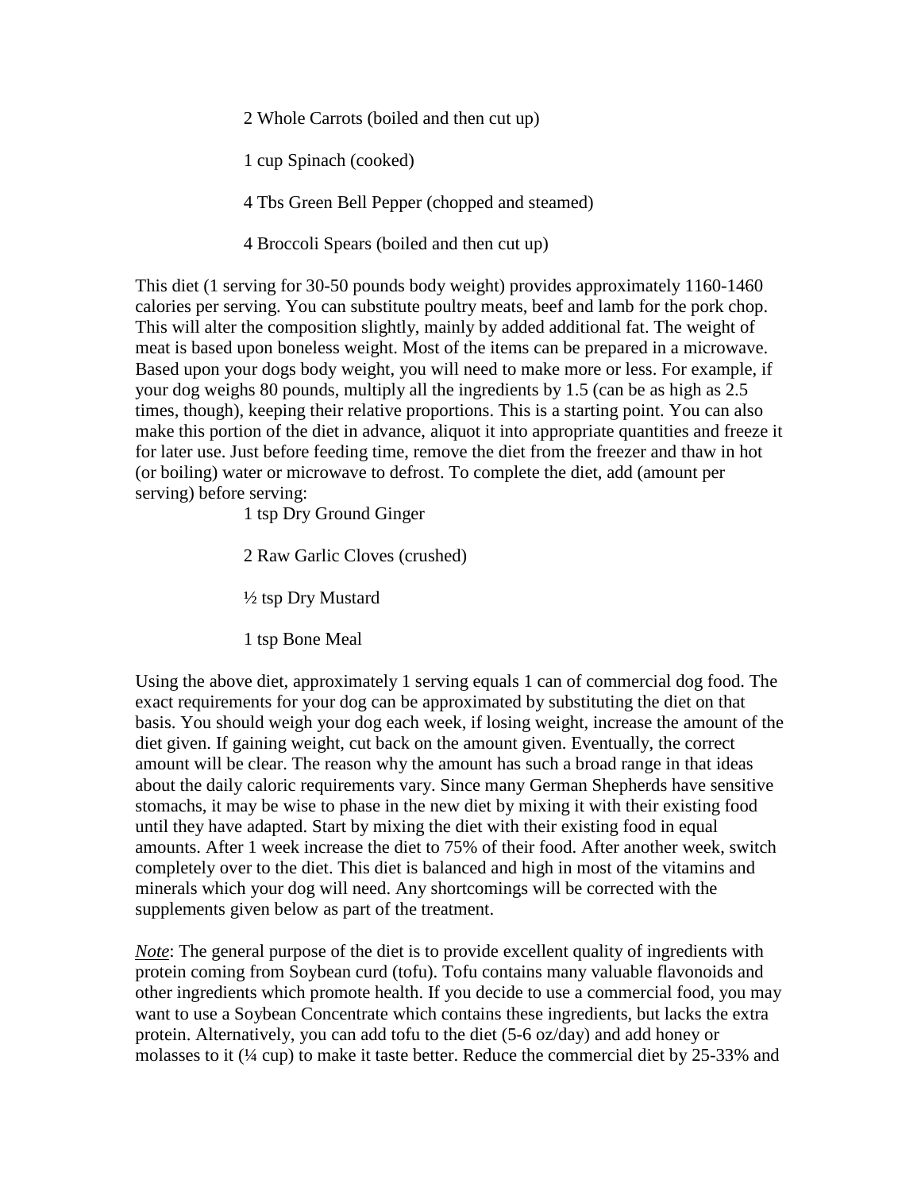2 Whole Carrots (boiled and then cut up)

1 cup Spinach (cooked)

4 Tbs Green Bell Pepper (chopped and steamed)

4 Broccoli Spears (boiled and then cut up)

This diet (1 serving for 30-50 pounds body weight) provides approximately 1160-1460 calories per serving. You can substitute poultry meats, beef and lamb for the pork chop. This will alter the composition slightly, mainly by added additional fat. The weight of meat is based upon boneless weight. Most of the items can be prepared in a microwave. Based upon your dogs body weight, you will need to make more or less. For example, if your dog weighs 80 pounds, multiply all the ingredients by 1.5 (can be as high as 2.5 times, though), keeping their relative proportions. This is a starting point. You can also make this portion of the diet in advance, aliquot it into appropriate quantities and freeze it for later use. Just before feeding time, remove the diet from the freezer and thaw in hot (or boiling) water or microwave to defrost. To complete the diet, add (amount per serving) before serving:

1 tsp Dry Ground Ginger

2 Raw Garlic Cloves (crushed)

½ tsp Dry Mustard

1 tsp Bone Meal

Using the above diet, approximately 1 serving equals 1 can of commercial dog food. The exact requirements for your dog can be approximated by substituting the diet on that basis. You should weigh your dog each week, if losing weight, increase the amount of the diet given. If gaining weight, cut back on the amount given. Eventually, the correct amount will be clear. The reason why the amount has such a broad range in that ideas about the daily caloric requirements vary. Since many German Shepherds have sensitive stomachs, it may be wise to phase in the new diet by mixing it with their existing food until they have adapted. Start by mixing the diet with their existing food in equal amounts. After 1 week increase the diet to 75% of their food. After another week, switch completely over to the diet. This diet is balanced and high in most of the vitamins and minerals which your dog will need. Any shortcomings will be corrected with the supplements given below as part of the treatment.

*Note*: The general purpose of the diet is to provide excellent quality of ingredients with protein coming from Soybean curd (tofu). Tofu contains many valuable flavonoids and other ingredients which promote health. If you decide to use a commercial food, you may want to use a Soybean Concentrate which contains these ingredients, but lacks the extra protein. Alternatively, you can add tofu to the diet (5-6 oz/day) and add honey or molasses to it (¼ cup) to make it taste better. Reduce the commercial diet by 25-33% and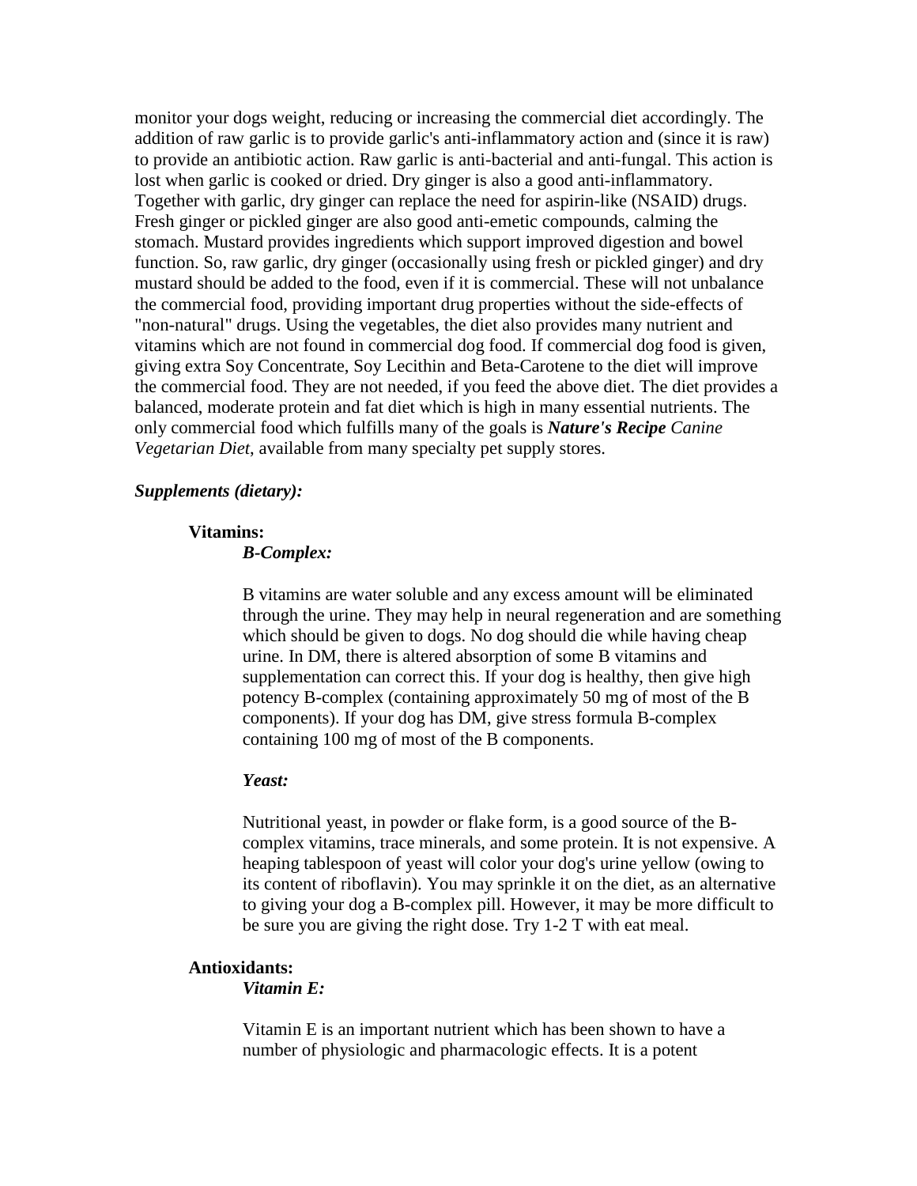monitor your dogs weight, reducing or increasing the commercial diet accordingly. The addition of raw garlic is to provide garlic's anti-inflammatory action and (since it is raw) to provide an antibiotic action. Raw garlic is anti-bacterial and anti-fungal. This action is lost when garlic is cooked or dried. Dry ginger is also a good anti-inflammatory. Together with garlic, dry ginger can replace the need for aspirin-like (NSAID) drugs. Fresh ginger or pickled ginger are also good anti-emetic compounds, calming the stomach. Mustard provides ingredients which support improved digestion and bowel function. So, raw garlic, dry ginger (occasionally using fresh or pickled ginger) and dry mustard should be added to the food, even if it is commercial. These will not unbalance the commercial food, providing important drug properties without the side-effects of "non-natural" drugs. Using the vegetables, the diet also provides many nutrient and vitamins which are not found in commercial dog food. If commercial dog food is given, giving extra Soy Concentrate, Soy Lecithin and Beta-Carotene to the diet will improve the commercial food. They are not needed, if you feed the above diet. The diet provides a balanced, moderate protein and fat diet which is high in many essential nutrients. The only commercial food which fulfills many of the goals is ***Nature's Recipe*** *Canine Vegetarian Diet*, available from many specialty pet supply stores.

***Supplements (dietary):***

**Vitamins:**

***B-Complex:***

B vitamins are water soluble and any excess amount will be eliminated through the urine. They may help in neural regeneration and are something which should be given to dogs. No dog should die while having cheap urine. In DM, there is altered absorption of some B vitamins and supplementation can correct this. If your dog is healthy, then give high potency B-complex (containing approximately 50 mg of most of the B components). If your dog has DM, give stress formula B-complex containing 100 mg of most of the B components.

***Yeast:***

Nutritional yeast, in powder or flake form, is a good source of the B-complex vitamins, trace minerals, and some protein. It is not expensive. A heaping tablespoon of yeast will color your dog's urine yellow (owing to its content of riboflavin). You may sprinkle it on the diet, as an alternative to giving your dog a B-complex pill. However, it may be more difficult to be sure you are giving the right dose. Try 1-2 T with eat meal.

**Antioxidants:**

***Vitamin E:***

Vitamin E is an important nutrient which has been shown to have a number of physiologic and pharmacologic effects. It is a potent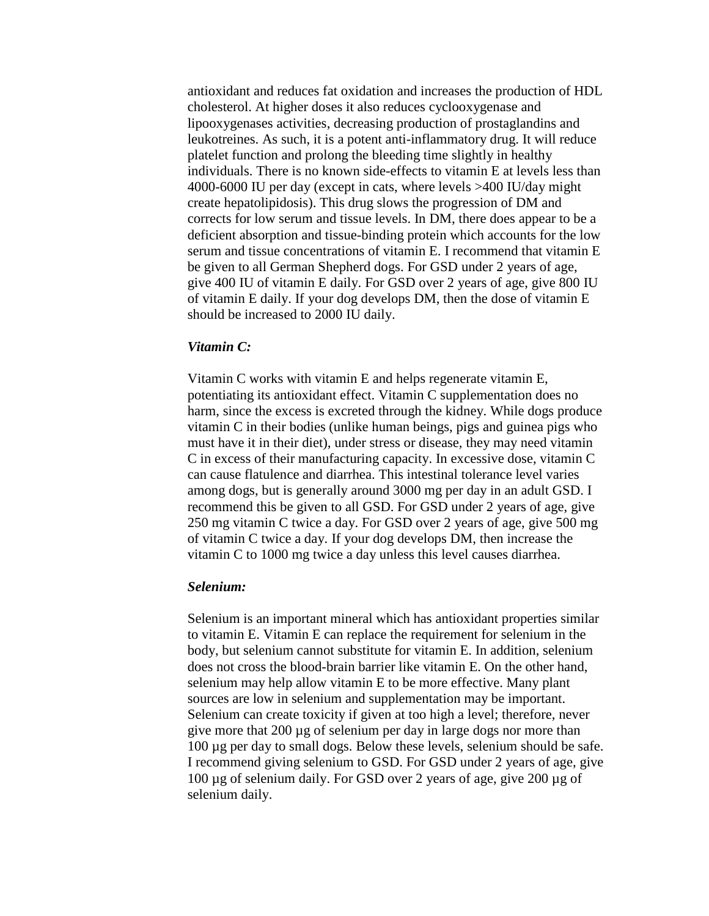antioxidant and reduces fat oxidation and increases the production of HDL cholesterol. At higher doses it also reduces cyclooxygenase and lipooxygenases activities, decreasing production of prostaglandins and leukotreines. As such, it is a potent anti-inflammatory drug. It will reduce platelet function and prolong the bleeding time slightly in healthy individuals. There is no known side-effects to vitamin E at levels less than 4000-6000 IU per day (except in cats, where levels >400 IU/day might create hepatolipidosis). This drug slows the progression of DM and corrects for low serum and tissue levels. In DM, there does appear to be a deficient absorption and tissue-binding protein which accounts for the low serum and tissue concentrations of vitamin E. I recommend that vitamin E be given to all German Shepherd dogs. For GSD under 2 years of age, give 400 IU of vitamin E daily. For GSD over 2 years of age, give 800 IU of vitamin E daily. If your dog develops DM, then the dose of vitamin E should be increased to 2000 IU daily.

***Vitamin C:***

Vitamin C works with vitamin E and helps regenerate vitamin E, potentiating its antioxidant effect. Vitamin C supplementation does no harm, since the excess is excreted through the kidney. While dogs produce vitamin C in their bodies (unlike human beings, pigs and guinea pigs who must have it in their diet), under stress or disease, they may need vitamin C in excess of their manufacturing capacity. In excessive dose, vitamin C can cause flatulence and diarrhea. This intestinal tolerance level varies among dogs, but is generally around 3000 mg per day in an adult GSD. I recommend this be given to all GSD. For GSD under 2 years of age, give 250 mg vitamin C twice a day. For GSD over 2 years of age, give 500 mg of vitamin C twice a day. If your dog develops DM, then increase the vitamin C to 1000 mg twice a day unless this level causes diarrhea.

***Selenium:***

Selenium is an important mineral which has antioxidant properties similar to vitamin E. Vitamin E can replace the requirement for selenium in the body, but selenium cannot substitute for vitamin E. In addition, selenium does not cross the blood-brain barrier like vitamin E. On the other hand, selenium may help allow vitamin E to be more effective. Many plant sources are low in selenium and supplementation may be important. Selenium can create toxicity if given at too high a level; therefore, never give more that 200 µg of selenium per day in large dogs nor more than 100 µg per day to small dogs. Below these levels, selenium should be safe. I recommend giving selenium to GSD. For GSD under 2 years of age, give 100 µg of selenium daily. For GSD over 2 years of age, give 200 µg of selenium daily.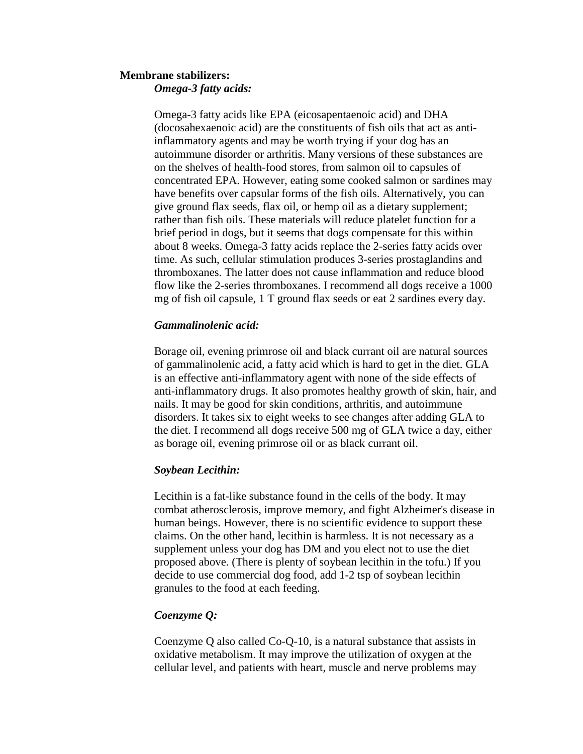**Membrane stabilizers:**

***Omega-3 fatty acids:***

Omega-3 fatty acids like EPA (eicosapentaenoic acid) and DHA (docosahexaenoic acid) are the constituents of fish oils that act as anti-inflammatory agents and may be worth trying if your dog has an autoimmune disorder or arthritis. Many versions of these substances are on the shelves of health-food stores, from salmon oil to capsules of concentrated EPA. However, eating some cooked salmon or sardines may have benefits over capsular forms of the fish oils. Alternatively, you can give ground flax seeds, flax oil, or hemp oil as a dietary supplement; rather than fish oils. These materials will reduce platelet function for a brief period in dogs, but it seems that dogs compensate for this within about 8 weeks. Omega-3 fatty acids replace the 2-series fatty acids over time. As such, cellular stimulation produces 3-series prostaglandins and thromboxanes. The latter does not cause inflammation and reduce blood flow like the 2-series thromboxanes. I recommend all dogs receive a 1000 mg of fish oil capsule, 1 T ground flax seeds or eat 2 sardines every day.

***Gammalinolenic acid:***

Borage oil, evening primrose oil and black currant oil are natural sources of gammalinolenic acid, a fatty acid which is hard to get in the diet. GLA is an effective anti-inflammatory agent with none of the side effects of anti-inflammatory drugs. It also promotes healthy growth of skin, hair, and nails. It may be good for skin conditions, arthritis, and autoimmune disorders. It takes six to eight weeks to see changes after adding GLA to the diet. I recommend all dogs receive 500 mg of GLA twice a day, either as borage oil, evening primrose oil or as black currant oil.

***Soybean Lecithin:***

Lecithin is a fat-like substance found in the cells of the body. It may combat atherosclerosis, improve memory, and fight Alzheimer's disease in human beings. However, there is no scientific evidence to support these claims. On the other hand, lecithin is harmless. It is not necessary as a supplement unless your dog has DM and you elect not to use the diet proposed above. (There is plenty of soybean lecithin in the tofu.) If you decide to use commercial dog food, add 1-2 tsp of soybean lecithin granules to the food at each feeding.

***Coenzyme Q:***

Coenzyme Q also called Co-Q-10, is a natural substance that assists in oxidative metabolism. It may improve the utilization of oxygen at the cellular level, and patients with heart, muscle and nerve problems may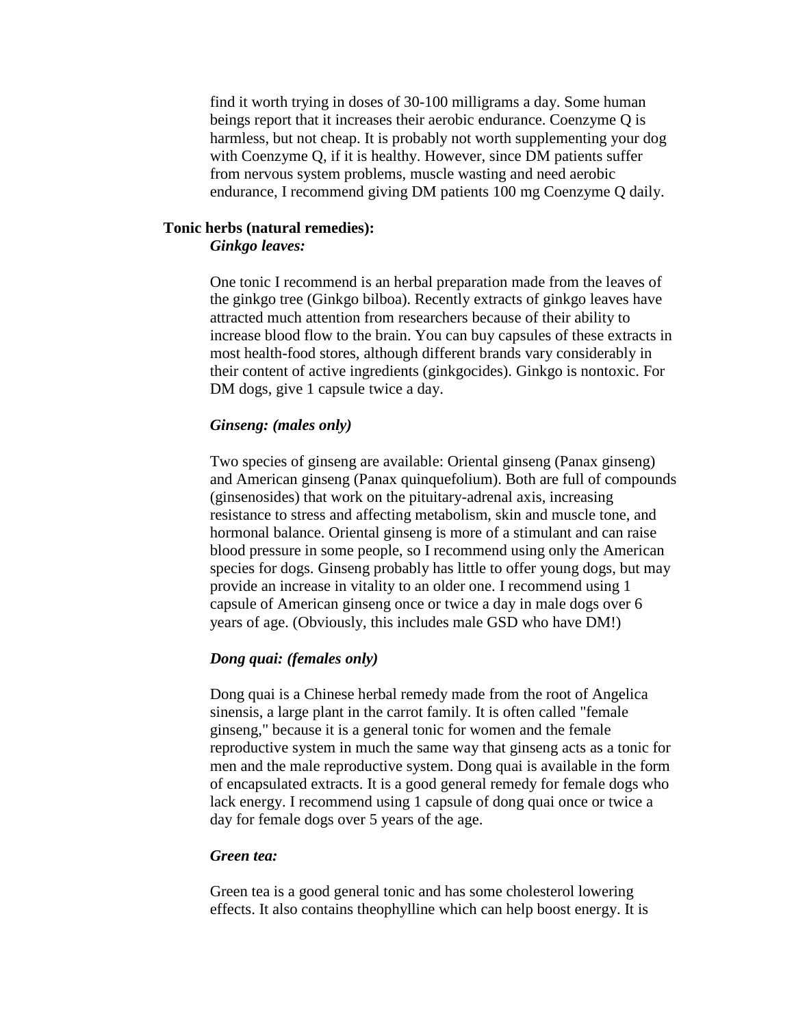find it worth trying in doses of 30-100 milligrams a day. Some human beings report that it increases their aerobic endurance. Coenzyme Q is harmless, but not cheap. It is probably not worth supplementing your dog with Coenzyme Q, if it is healthy. However, since DM patients suffer from nervous system problems, muscle wasting and need aerobic endurance, I recommend giving DM patients 100 mg Coenzyme Q daily.

**Tonic herbs (natural remedies):**

***Ginkgo leaves:***

One tonic I recommend is an herbal preparation made from the leaves of the ginkgo tree (Ginkgo bilboa). Recently extracts of ginkgo leaves have attracted much attention from researchers because of their ability to increase blood flow to the brain. You can buy capsules of these extracts in most health-food stores, although different brands vary considerably in their content of active ingredients (ginkgocides). Ginkgo is nontoxic. For DM dogs, give 1 capsule twice a day.

***Ginseng: (males only)***

Two species of ginseng are available: Oriental ginseng (Panax ginseng) and American ginseng (Panax quinquefolium). Both are full of compounds (ginsenosides) that work on the pituitary-adrenal axis, increasing resistance to stress and affecting metabolism, skin and muscle tone, and hormonal balance. Oriental ginseng is more of a stimulant and can raise blood pressure in some people, so I recommend using only the American species for dogs. Ginseng probably has little to offer young dogs, but may provide an increase in vitality to an older one. I recommend using 1 capsule of American ginseng once or twice a day in male dogs over 6 years of age. (Obviously, this includes male GSD who have DM!)

***Dong quai: (females only)***

Dong quai is a Chinese herbal remedy made from the root of Angelica sinensis, a large plant in the carrot family. It is often called "female ginseng," because it is a general tonic for women and the female reproductive system in much the same way that ginseng acts as a tonic for men and the male reproductive system. Dong quai is available in the form of encapsulated extracts. It is a good general remedy for female dogs who lack energy. I recommend using 1 capsule of dong quai once or twice a day for female dogs over 5 years of the age.

***Green tea:***

Green tea is a good general tonic and has some cholesterol lowering effects. It also contains theophylline which can help boost energy. It is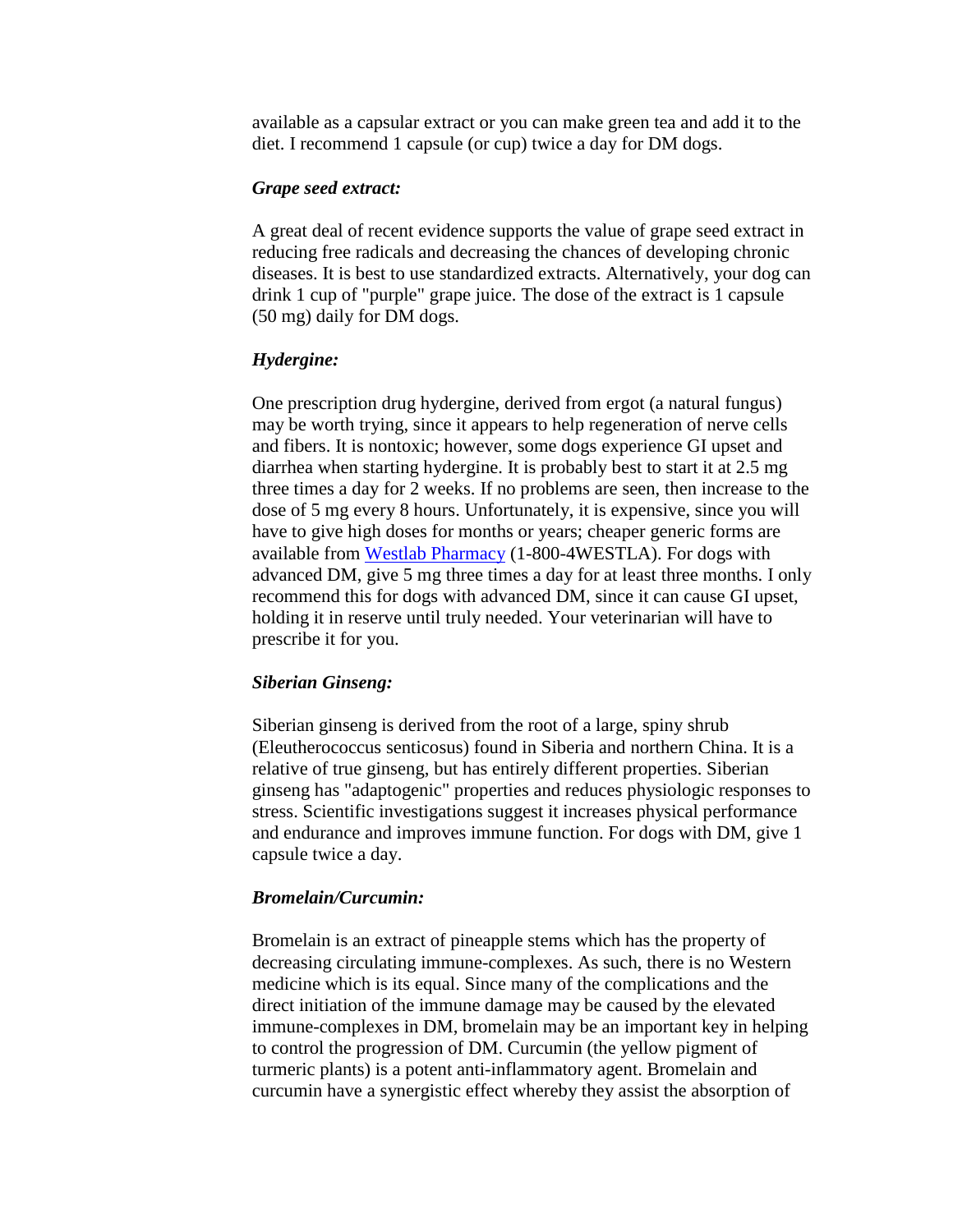available as a capsular extract or you can make green tea and add it to the diet. I recommend 1 capsule (or cup) twice a day for DM dogs.

***Grape seed extract:***

A great deal of recent evidence supports the value of grape seed extract in reducing free radicals and decreasing the chances of developing chronic diseases. It is best to use standardized extracts. Alternatively, your dog can drink 1 cup of "purple" grape juice. The dose of the extract is 1 capsule (50 mg) daily for DM dogs.

***Hydergine:***

One prescription drug hydergine, derived from ergot (a natural fungus) may be worth trying, since it appears to help regeneration of nerve cells and fibers. It is nontoxic; however, some dogs experience GI upset and diarrhea when starting hydergine. It is probably best to start it at 2.5 mg three times a day for 2 weeks. If no problems are seen, then increase to the dose of 5 mg every 8 hours. Unfortunately, it is expensive, since you will have to give high doses for months or years; cheaper generic forms are available from [Westlab Pharmacy](#) (1-800-4WESTLA). For dogs with advanced DM, give 5 mg three times a day for at least three months. I only recommend this for dogs with advanced DM, since it can cause GI upset, holding it in reserve until truly needed. Your veterinarian will have to prescribe it for you.

***Siberian Ginseng:***

Siberian ginseng is derived from the root of a large, spiny shrub (Eleutherococcus senticosus) found in Siberia and northern China. It is a relative of true ginseng, but has entirely different properties. Siberian ginseng has "adaptogenic" properties and reduces physiologic responses to stress. Scientific investigations suggest it increases physical performance and endurance and improves immune function. For dogs with DM, give 1 capsule twice a day.

***Bromelain/Curcumin:***

Bromelain is an extract of pineapple stems which has the property of decreasing circulating immune-complexes. As such, there is no Western medicine which is its equal. Since many of the complications and the direct initiation of the immune damage may be caused by the elevated immune-complexes in DM, bromelain may be an important key in helping to control the progression of DM. Curcumin (the yellow pigment of turmeric plants) is a potent anti-inflammatory agent. Bromelain and curcumin have a synergistic effect whereby they assist the absorption of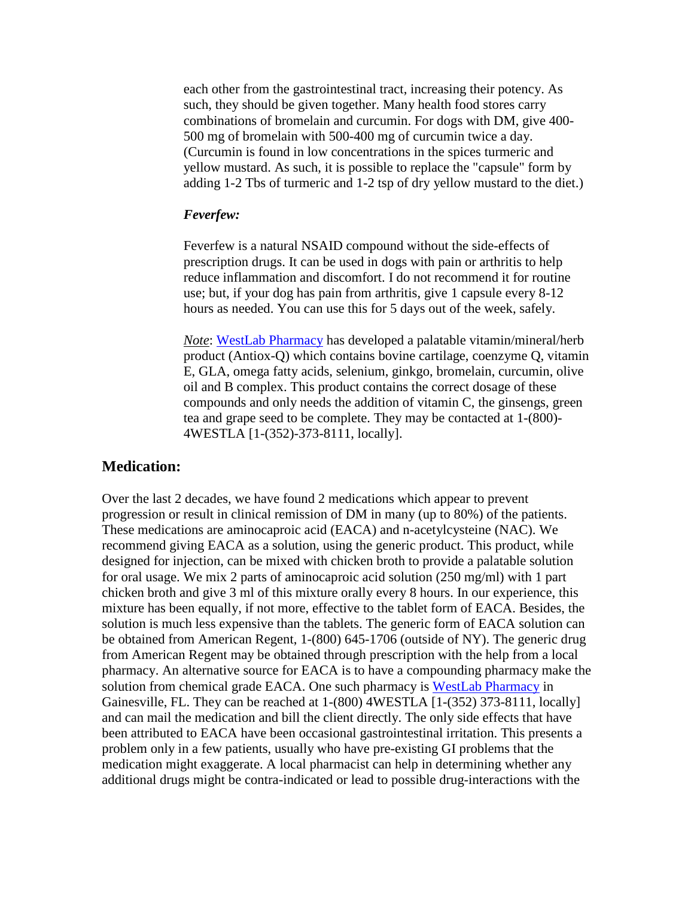each other from the gastrointestinal tract, increasing their potency. As such, they should be given together. Many health food stores carry combinations of bromelain and curcumin. For dogs with DM, give 400-500 mg of bromelain with 500-400 mg of curcumin twice a day. (Curcumin is found in low concentrations in the spices turmeric and yellow mustard. As such, it is possible to replace the "capsule" form by adding 1-2 Tbs of turmeric and 1-2 tsp of dry yellow mustard to the diet.)

***Feverfew:***

Feverfew is a natural NSAID compound without the side-effects of prescription drugs. It can be used in dogs with pain or arthritis to help reduce inflammation and discomfort. I do not recommend it for routine use; but, if your dog has pain from arthritis, give 1 capsule every 8-12 hours as needed. You can use this for 5 days out of the week, safely.

*Note*: WestLab Pharmacy has developed a palatable vitamin/mineral/herb product (Antiox-Q) which contains bovine cartilage, coenzyme Q, vitamin E, GLA, omega fatty acids, selenium, ginkgo, bromelain, curcumin, olive oil and B complex. This product contains the correct dosage of these compounds and only needs the addition of vitamin C, the ginsengs, green tea and grape seed to be complete. They may be contacted at 1-(800)-4WESTLA [1-(352)-373-8111, locally].

## Medication:

Over the last 2 decades, we have found 2 medications which appear to prevent progression or result in clinical remission of DM in many (up to 80%) of the patients. These medications are aminocaproic acid (EACA) and n-acetylcysteine (NAC). We recommend giving EACA as a solution, using the generic product. This product, while designed for injection, can be mixed with chicken broth to provide a palatable solution for oral usage. We mix 2 parts of aminocaproic acid solution (250 mg/ml) with 1 part chicken broth and give 3 ml of this mixture orally every 8 hours. In our experience, this mixture has been equally, if not more, effective to the tablet form of EACA. Besides, the solution is much less expensive than the tablets. The generic form of EACA solution can be obtained from American Regent, 1-(800) 645-1706 (outside of NY). The generic drug from American Regent may be obtained through prescription with the help from a local pharmacy. An alternative source for EACA is to have a compounding pharmacy make the solution from chemical grade EACA. One such pharmacy is WestLab Pharmacy in Gainesville, FL. They can be reached at 1-(800) 4WESTLA [1-(352) 373-8111, locally] and can mail the medication and bill the client directly. The only side effects that have been attributed to EACA have been occasional gastrointestinal irritation. This presents a problem only in a few patients, usually who have pre-existing GI problems that the medication might exaggerate. A local pharmacist can help in determining whether any additional drugs might be contra-indicated or lead to possible drug-interactions with the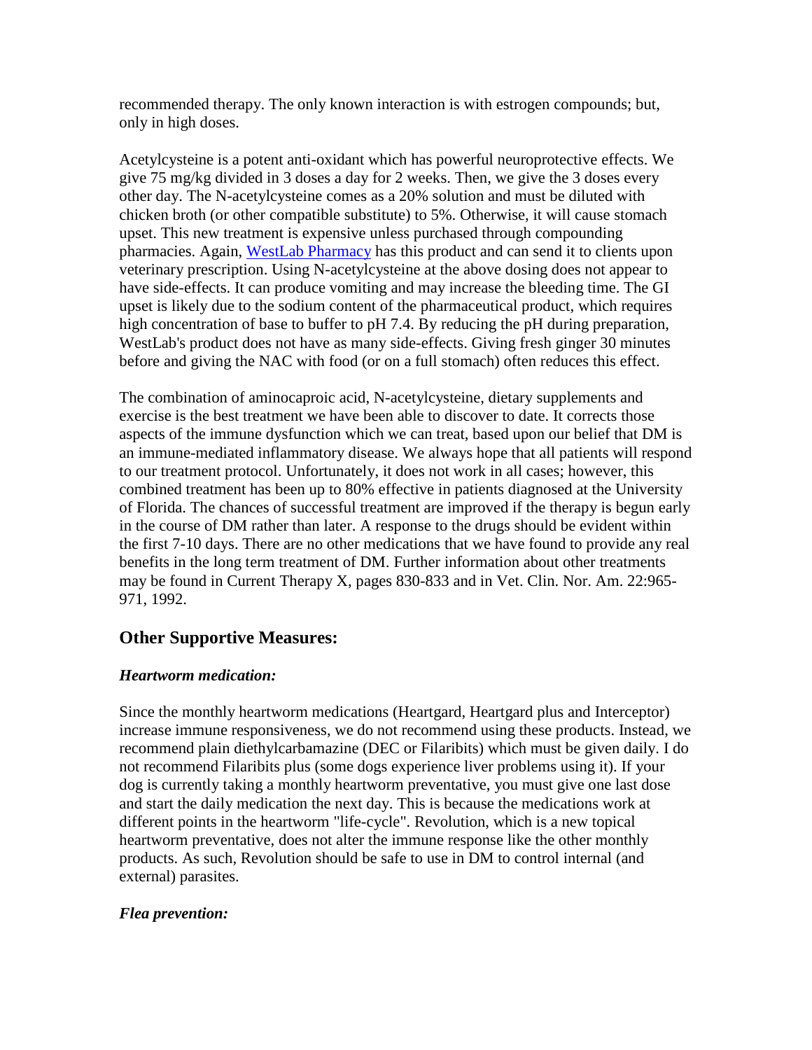recommended therapy. The only known interaction is with estrogen compounds; but, only in high doses.

Acetylcysteine is a potent anti-oxidant which has powerful neuroprotective effects. We give 75 mg/kg divided in 3 doses a day for 2 weeks. Then, we give the 3 doses every other day. The N-acetylcysteine comes as a 20% solution and must be diluted with chicken broth (or other compatible substitute) to 5%. Otherwise, it will cause stomach upset. This new treatment is expensive unless purchased through compounding pharmacies. Again, [WestLab Pharmacy] has this product and can send it to clients upon veterinary prescription. Using N-acetylcysteine at the above dosing does not appear to have side-effects. It can produce vomiting and may increase the bleeding time. The GI upset is likely due to the sodium content of the pharmaceutical product, which requires high concentration of base to buffer to pH 7.4. By reducing the pH during preparation, WestLab's product does not have as many side-effects. Giving fresh ginger 30 minutes before and giving the NAC with food (or on a full stomach) often reduces this effect.

The combination of aminocaproic acid, N-acetylcysteine, dietary supplements and exercise is the best treatment we have been able to discover to date. It corrects those aspects of the immune dysfunction which we can treat, based upon our belief that DM is an immune-mediated inflammatory disease. We always hope that all patients will respond to our treatment protocol. Unfortunately, it does not work in all cases; however, this combined treatment has been up to 80% effective in patients diagnosed at the University of Florida. The chances of successful treatment are improved if the therapy is begun early in the course of DM rather than later. A response to the drugs should be evident within the first 7-10 days. There are no other medications that we have found to provide any real benefits in the long term treatment of DM. Further information about other treatments may be found in Current Therapy X, pages 830-833 and in Vet. Clin. Nor. Am. 22:965-971, 1992.

## Other Supportive Measures:

### *Heartworm medication:*

Since the monthly heartworm medications (Heartgard, Heartgard plus and Interceptor) increase immune responsiveness, we do not recommend using these products. Instead, we recommend plain diethylcarbamazine (DEC or Filaribits) which must be given daily. I do not recommend Filaribits plus (some dogs experience liver problems using it). If your dog is currently taking a monthly heartworm preventative, you must give one last dose and start the daily medication the next day. This is because the medications work at different points in the heartworm "life-cycle". Revolution, which is a new topical heartworm preventative, does not alter the immune response like the other monthly products. As such, Revolution should be safe to use in DM to control internal (and external) parasites.

### *Flea prevention:*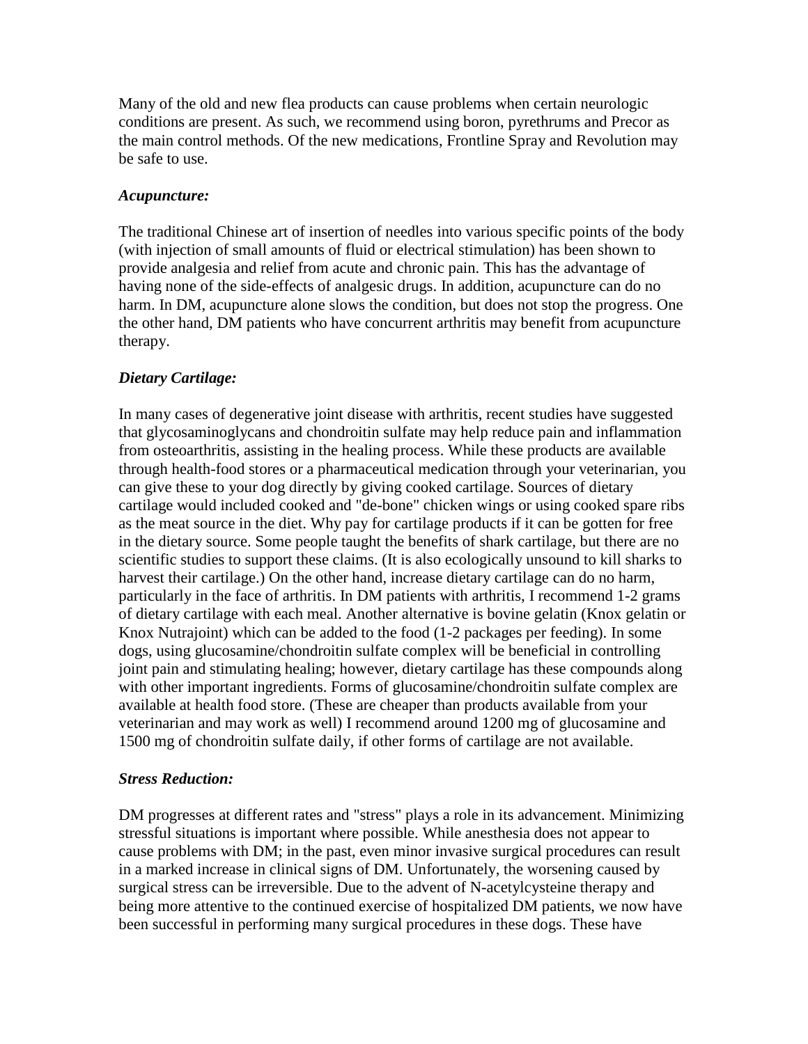Many of the old and new flea products can cause problems when certain neurologic conditions are present. As such, we recommend using boron, pyrethrums and Precor as the main control methods. Of the new medications, Frontline Spray and Revolution may be safe to use.

***Acupuncture:***

The traditional Chinese art of insertion of needles into various specific points of the body (with injection of small amounts of fluid or electrical stimulation) has been shown to provide analgesia and relief from acute and chronic pain. This has the advantage of having none of the side-effects of analgesic drugs. In addition, acupuncture can do no harm. In DM, acupuncture alone slows the condition, but does not stop the progress. One the other hand, DM patients who have concurrent arthritis may benefit from acupuncture therapy.

***Dietary Cartilage:***

In many cases of degenerative joint disease with arthritis, recent studies have suggested that glycosaminoglycans and chondroitin sulfate may help reduce pain and inflammation from osteoarthritis, assisting in the healing process. While these products are available through health-food stores or a pharmaceutical medication through your veterinarian, you can give these to your dog directly by giving cooked cartilage. Sources of dietary cartilage would included cooked and "de-bone" chicken wings or using cooked spare ribs as the meat source in the diet. Why pay for cartilage products if it can be gotten for free in the dietary source. Some people taught the benefits of shark cartilage, but there are no scientific studies to support these claims. (It is also ecologically unsound to kill sharks to harvest their cartilage.) On the other hand, increase dietary cartilage can do no harm, particularly in the face of arthritis. In DM patients with arthritis, I recommend 1-2 grams of dietary cartilage with each meal. Another alternative is bovine gelatin (Knox gelatin or Knox Nutrajoint) which can be added to the food (1-2 packages per feeding). In some dogs, using glucosamine/chondroitin sulfate complex will be beneficial in controlling joint pain and stimulating healing; however, dietary cartilage has these compounds along with other important ingredients. Forms of glucosamine/chondroitin sulfate complex are available at health food store. (These are cheaper than products available from your veterinarian and may work as well) I recommend around 1200 mg of glucosamine and 1500 mg of chondroitin sulfate daily, if other forms of cartilage are not available.

***Stress Reduction:***

DM progresses at different rates and "stress" plays a role in its advancement. Minimizing stressful situations is important where possible. While anesthesia does not appear to cause problems with DM; in the past, even minor invasive surgical procedures can result in a marked increase in clinical signs of DM. Unfortunately, the worsening caused by surgical stress can be irreversible. Due to the advent of N-acetylcysteine therapy and being more attentive to the continued exercise of hospitalized DM patients, we now have been successful in performing many surgical procedures in these dogs. These have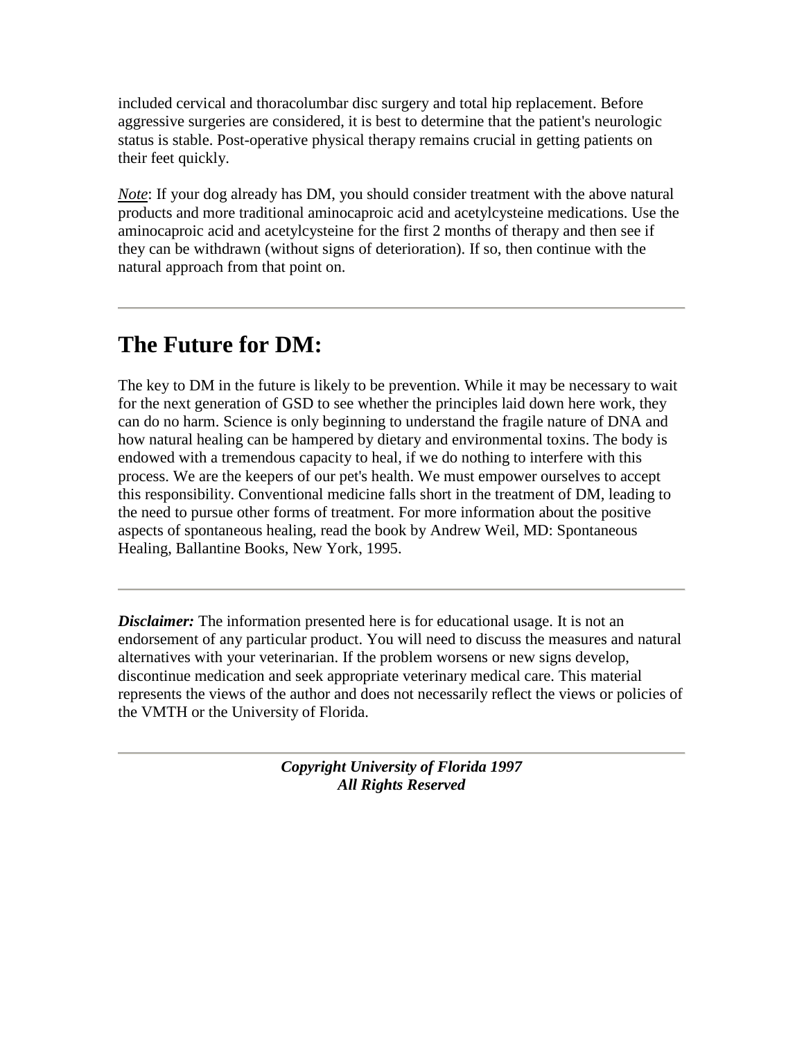included cervical and thoracolumbar disc surgery and total hip replacement. Before aggressive surgeries are considered, it is best to determine that the patient's neurologic status is stable. Post-operative physical therapy remains crucial in getting patients on their feet quickly.

*Note*: If your dog already has DM, you should consider treatment with the above natural products and more traditional aminocaproic acid and acetylcysteine medications. Use the aminocaproic acid and acetylcysteine for the first 2 months of therapy and then see if they can be withdrawn (without signs of deterioration). If so, then continue with the natural approach from that point on.

---

## The Future for DM:

The key to DM in the future is likely to be prevention. While it may be necessary to wait for the next generation of GSD to see whether the principles laid down here work, they can do no harm. Science is only beginning to understand the fragile nature of DNA and how natural healing can be hampered by dietary and environmental toxins. The body is endowed with a tremendous capacity to heal, if we do nothing to interfere with this process. We are the keepers of our pet's health. We must empower ourselves to accept this responsibility. Conventional medicine falls short in the treatment of DM, leading to the need to pursue other forms of treatment. For more information about the positive aspects of spontaneous healing, read the book by Andrew Weil, MD: Spontaneous Healing, Ballantine Books, New York, 1995.

---

***Disclaimer:*** The information presented here is for educational usage. It is not an endorsement of any particular product. You will need to discuss the measures and natural alternatives with your veterinarian. If the problem worsens or new signs develop, discontinue medication and seek appropriate veterinary medical care. This material represents the views of the author and does not necessarily reflect the views or policies of the VMTH or the University of Florida.

---

***Copyright University of Florida 1997***
***All Rights Reserved***